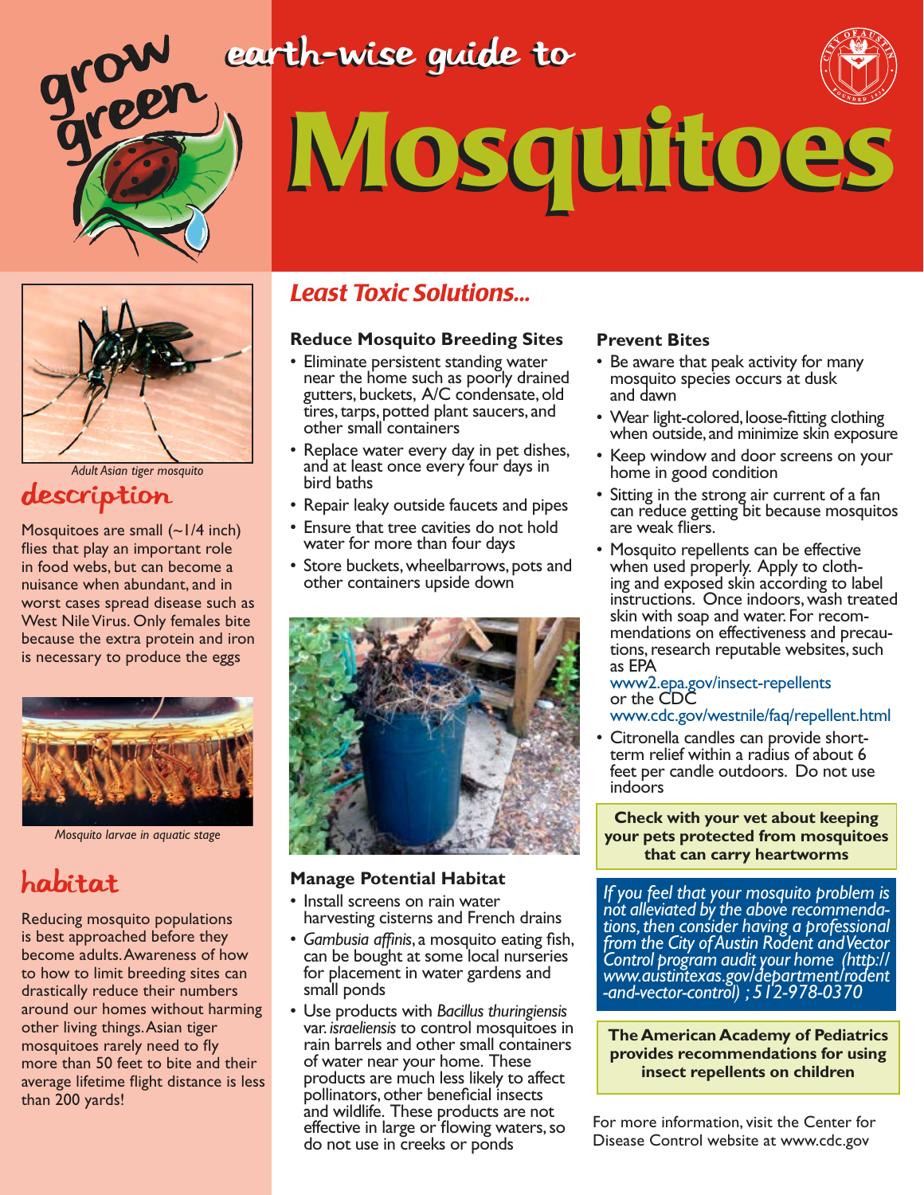# grow green earth-wise guide to Mosquitoes

Adult Asian tiger mosquito

## description

Mosquitoes are small (~1/4 inch) flies that play an important role in food webs, but can become a nuisance when abundant, and in worst cases spread disease such as West Nile Virus. Only females bite because the extra protein and iron is necessary to produce the eggs

Mosquito larvae in aquatic stage

## habitat

Reducing mosquito populations is best approached before they become adults. Awareness of how to how to limit breeding sites can drastically reduce their numbers around our homes without harming other living things. Asian tiger mosquitoes rarely need to fly more than 50 feet to bite and their average lifetime flight distance is less than 200 yards!

## *Least Toxic Solutions...*

### Reduce Mosquito Breeding Sites

- Eliminate persistent standing water near the home such as poorly drained gutters, buckets, A/C condensate, old tires, tarps, potted plant saucers, and other small containers
- Replace water every day in pet dishes, and at least once every four days in bird baths
- Repair leaky outside faucets and pipes
- Ensure that tree cavities do not hold water for more than four days
- Store buckets, wheelbarrows, pots and other containers upside down

### Manage Potential Habitat

- Install screens on rain water harvesting cisterns and French drains
- *Gambusia affinis*, a mosquito eating fish, can be bought at some local nurseries for placement in water gardens and small ponds
- Use products with *Bacillus thuringiensis* var. *israeliensis* to control mosquitoes in rain barrels and other small containers of water near your home. These products are much less likely to affect pollinators, other beneficial insects and wildlife. These products are not effective in large or flowing waters, so do not use in creeks or ponds

### Prevent Bites

- Be aware that peak activity for many mosquito species occurs at dusk and dawn
- Wear light-colored, loose-fitting clothing when outside, and minimize skin exposure
- Keep window and door screens on your home in good condition
- Sitting in the strong air current of a fan can reduce getting bit because mosquitos are weak fliers.
- Mosquito repellents can be effective when used properly. Apply to clothing and exposed skin according to label instructions. Once indoors, wash treated skin with soap and water. For recommendations on effectiveness and precautions, research reputable websites, such as EPA www2.epa.gov/insect-repellents or the CDC www.cdc.gov/westnile/faq/repellent.html
- Citronella candles can provide short-term relief within a radius of about 6 feet per candle outdoors. Do not use indoors

**Check with your vet about keeping your pets protected from mosquitoes that can carry heartworms**

*If you feel that your mosquito problem is not alleviated by the above recommendations, then consider having a professional from the City of Austin Rodent and Vector Control program audit your home (http://www.austintexas.gov/department/rodent-and-vector-control) ; 512-978-0370*

**The American Academy of Pediatrics provides recommendations for using insect repellents on children**

For more information, visit the Center for Disease Control website at www.cdc.gov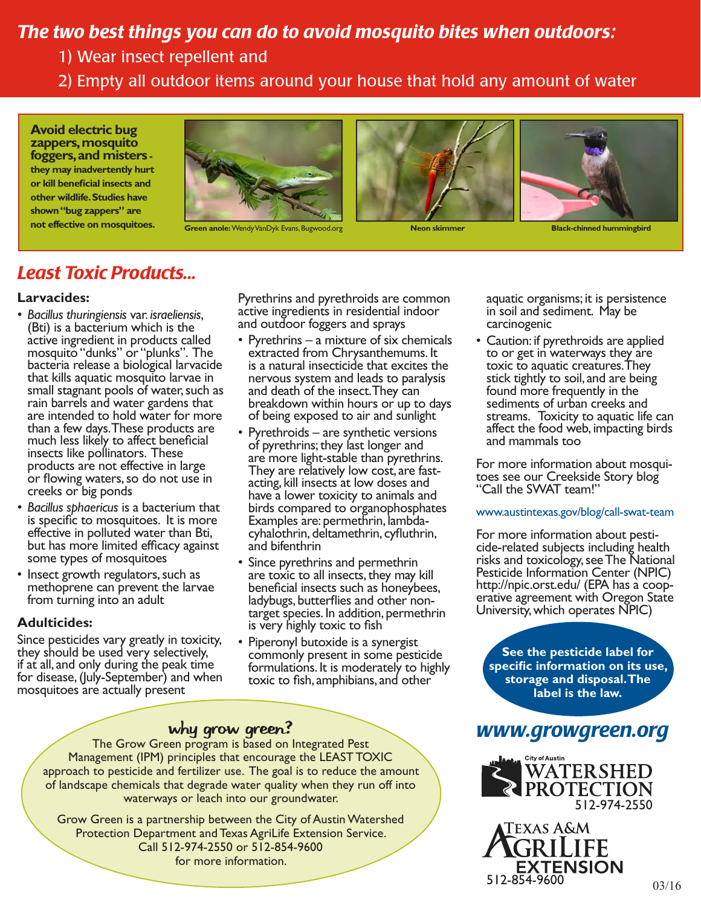## The two best things you can do to avoid mosquito bites when outdoors:

1) Wear insect repellent and

2) Empty all outdoor items around your house that hold any amount of water

**Avoid electric bug zappers, mosquito foggers, and misters - they may inadvertently hurt or kill beneficial insects and other wildlife. Studies have shown "bug zappers" are not effective on mosquitoes.**

**Green anole:** Wendy VanDyk Evans, Bugwood.org

**Neon skimmer**

**Black-chinned hummingbird**

## Least Toxic Products...

### Larvacides:

- *Bacillus thuringiensis* var. *israeliensis*, (Bti) is a bacterium which is the active ingredient in products called mosquito "dunks" or "plunks". The bacteria release a biological larvacide that kills aquatic mosquito larvae in small stagnant pools of water, such as rain barrels and water gardens that are intended to hold water for more than a few days. These products are much less likely to affect beneficial insects like pollinators. These products are not effective in large or flowing waters, so do not use in creeks or big ponds
- *Bacillus sphaericus* is a bacterium that is specific to mosquitoes. It is more effective in polluted water than Bti, but has more limited efficacy against some types of mosquitoes
- Insect growth regulators, such as methoprene can prevent the larvae from turning into an adult

### Adulticides:

Since pesticides vary greatly in toxicity, they should be used very selectively, if at all, and only during the peak time for disease, (July-September) and when mosquitoes are actually present

Pyrethrins and pyrethroids are common active ingredients in residential indoor and outdoor foggers and sprays

- Pyrethrins – a mixture of six chemicals extracted from Chrysanthemums. It is a natural insecticide that excites the nervous system and leads to paralysis and death of the insect. They can breakdown within hours or up to days of being exposed to air and sunlight
- Pyrethroids – are synthetic versions of pyrethrins; they last longer and are more light-stable than pyrethrins. They are relatively low cost, are fast-acting, kill insects at low doses and have a lower toxicity to animals and birds compared to organophosphates Examples are: permethrin, lambda-cyhalothrin, deltamethrin, cyfluthrin, and bifenthrin
- Since pyrethrins and permethrin are toxic to all insects, they may kill beneficial insects such as honeybees, ladybugs, butterflies and other non-target species. In addition, permethrin is very highly toxic to fish
- Piperonyl butoxide is a synergist commonly present in some pesticide formulations. It is moderately to highly toxic to fish, amphibians, and other aquatic organisms; it is persistence in soil and sediment. May be carcinogenic
- Caution: if pyrethroids are applied to or get in waterways they are toxic to aquatic creatures. They stick tightly to soil, and are being found more frequently in the sediments of urban creeks and streams. Toxicity to aquatic life can affect the food web, impacting birds and mammals too

For more information about mosquitoes see our Creekside Story blog "Call the SWAT team!"

www.austintexas.gov/blog/call-swat-team

For more information about pesticide-related subjects including health risks and toxicology, see The National Pesticide Information Center (NPIC) http://npic.orst.edu/ (EPA has a cooperative agreement with Oregon State University, which operates NPIC)

**See the pesticide label for specific information on its use, storage and disposal. The label is the law.**

### why grow green?

The Grow Green program is based on Integrated Pest Management (IPM) principles that encourage the LEAST TOXIC approach to pesticide and fertilizer use. The goal is to reduce the amount of landscape chemicals that degrade water quality when they run off into waterways or leach into our groundwater.

Grow Green is a partnership between the City of Austin Watershed Protection Department and Texas AgriLife Extension Service. Call 512-974-2550 or 512-854-9600 for more information.

**www.growgreen.org**

City of Austin WATERSHED PROTECTION 512-974-2550

Texas A&M AgriLife Extension 512-854-9600

03/16